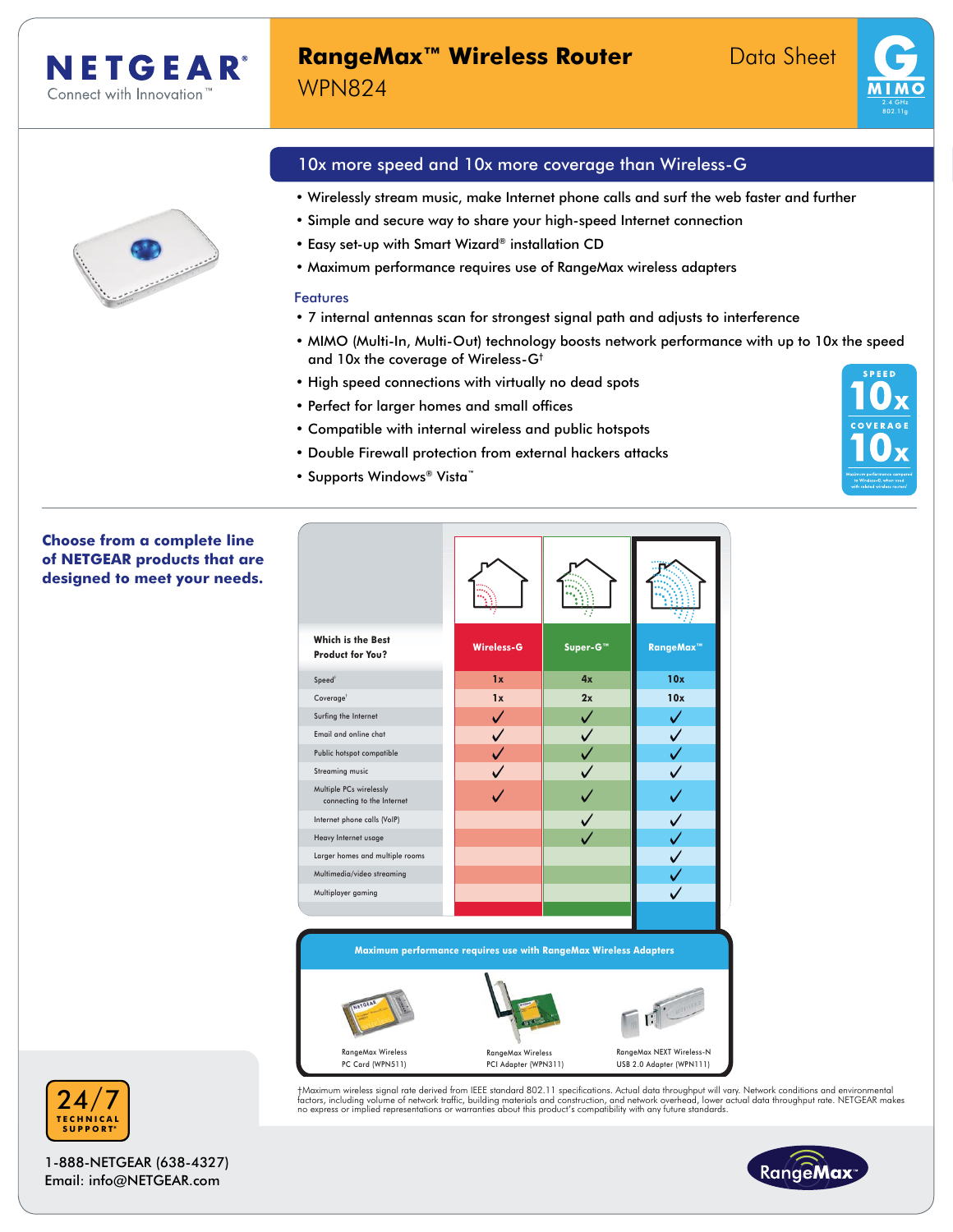# NETGEAR

Connect with Innovation™

## RangeMax™ Wireless Router WPN824

Data Sheet

G MIMO 2.4 GHz 802.11g

### 10x more speed and 10x more coverage than Wireless-G

- Wirelessly stream music, make Internet phone calls and surf the web faster and further
- Simple and secure way to share your high-speed Internet connection
- Easy set-up with Smart Wizard® installation CD
- Maximum performance requires use of RangeMax wireless adapters

### Features

- 7 internal antennas scan for strongest signal path and adjusts to interference
- MIMO (Multi-In, Multi-Out) technology boosts network performance with up to 10x the speed and 10x the coverage of Wireless-G†
- High speed connections with virtually no dead spots
- Perfect for larger homes and small offices
- Compatible with internal wireless and public hotspots
- Double Firewall protection from external hackers attacks
- Supports Windows® Vista™

SPEED 10x COVERAGE 10x

Maximum performance compared to Wireless-G, when used with related wireless routers†

**Choose from a complete line of NETGEAR products that are designed to meet your needs.**

| Which is the Best Product for You? | Wireless-G | Super-G™ | RangeMax™ |
|---|---|---|---|
| Speed† | 1x | 4x | 10x |
| Coverage† | 1x | 2x | 10x |
| Surfing the Internet | ✓ | ✓ | ✓ |
| Email and online chat | ✓ | ✓ | ✓ |
| Public hotspot compatible | ✓ | ✓ | ✓ |
| Streaming music | ✓ | ✓ | ✓ |
| Multiple PCs wirelessly connecting to the Internet | ✓ | ✓ | ✓ |
| Internet phone calls (VoIP) | | ✓ | ✓ |
| Heavy Internet usage | | ✓ | ✓ |
| Larger homes and multiple rooms | | | ✓ |
| Multimedia/video streaming | | | ✓ |
| Multiplayer gaming | | | ✓ |

**Maximum performance requires use with RangeMax Wireless Adapters**

- RangeMax Wireless PC Card (WPN511)
- RangeMax Wireless PCI Adapter (WPN311)
- RangeMax NEXT Wireless-N USB 2.0 Adapter (WPN111)

†Maximum wireless signal rate derived from IEEE standard 802.11 specifications. Actual data throughput will vary. Network conditions and environmental factors, including volume of network traffic, building materials and construction, and network overhead, lower actual data throughput rate. NETGEAR makes no express or implied representations or warranties about this product's compatibility with any future standards.

24/7 TECHNICAL SUPPORT*

1-888-NETGEAR (638-4327)
Email: info@NETGEAR.com

RangeMax™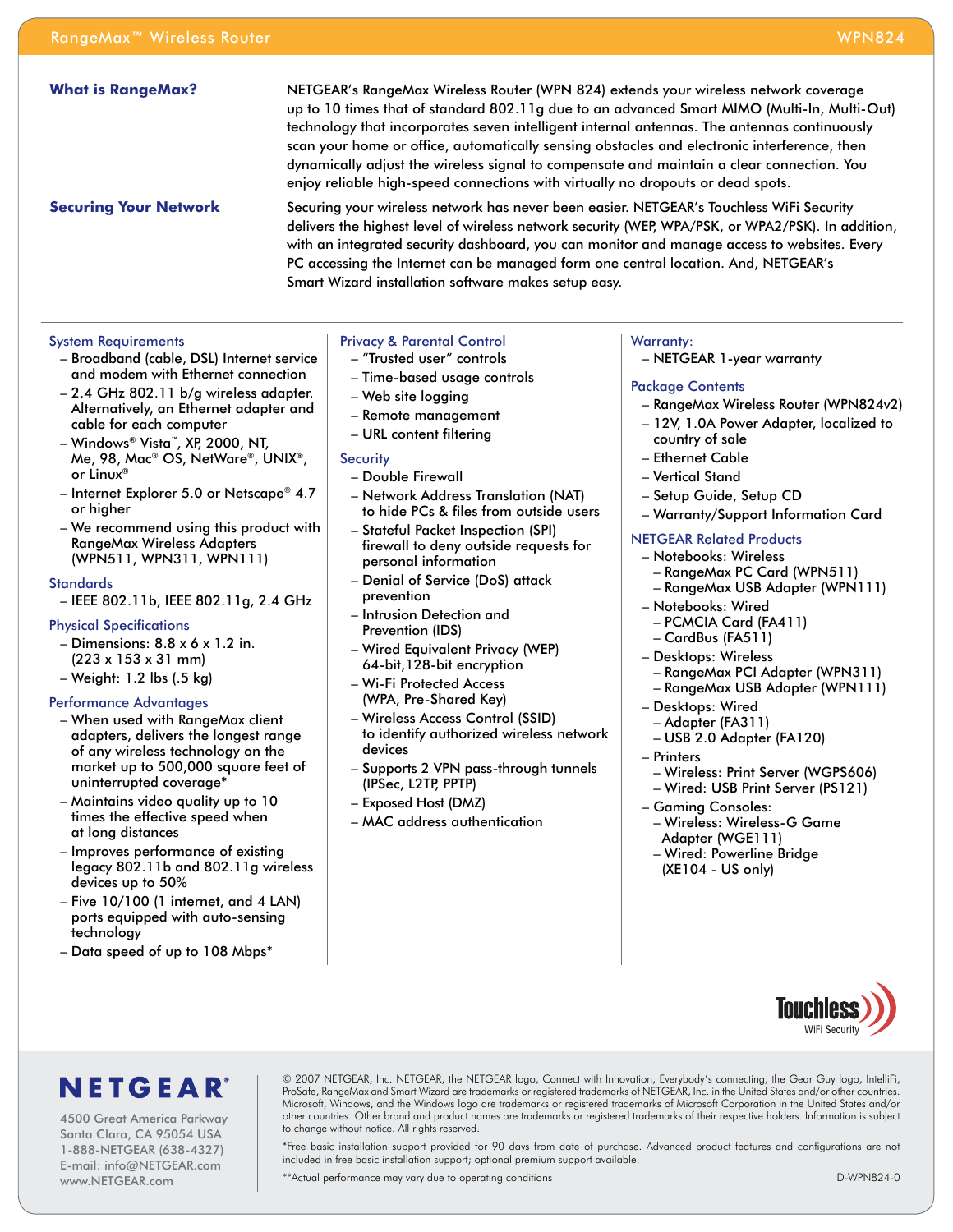## What is RangeMax?

NETGEAR's RangeMax Wireless Router (WPN 824) extends your wireless network coverage up to 10 times that of standard 802.11g due to an advanced Smart MIMO (Multi-In, Multi-Out) technology that incorporates seven intelligent internal antennas. The antennas continuously scan your home or office, automatically sensing obstacles and electronic interference, then dynamically adjust the wireless signal to compensate and maintain a clear connection. You enjoy reliable high-speed connections with virtually no dropouts or dead spots.

## Securing Your Network

Securing your wireless network has never been easier. NETGEAR's Touchless WiFi Security delivers the highest level of wireless network security (WEP, WPA/PSK, or WPA2/PSK). In addition, with an integrated security dashboard, you can monitor and manage access to websites. Every PC accessing the Internet can be managed form one central location. And, NETGEAR's Smart Wizard installation software makes setup easy.

### System Requirements

- Broadband (cable, DSL) Internet service and modem with Ethernet connection
- 2.4 GHz 802.11 b/g wireless adapter. Alternatively, an Ethernet adapter and cable for each computer
- Windows® Vista™, XP, 2000, NT, Me, 98, Mac® OS, NetWare®, UNIX®, or Linux®
- Internet Explorer 5.0 or Netscape® 4.7 or higher
- We recommend using this product with RangeMax Wireless Adapters (WPN511, WPN311, WPN111)

### Standards

- IEEE 802.11b, IEEE 802.11g, 2.4 GHz

### Physical Specifications

- Dimensions: 8.8 x 6 x 1.2 in. (223 x 153 x 31 mm)
- Weight: 1.2 lbs (.5 kg)

### Performance Advantages

- When used with RangeMax client adapters, delivers the longest range of any wireless technology on the market up to 500,000 square feet of uninterrupted coverage*
- Maintains video quality up to 10 times the effective speed when at long distances
- Improves performance of existing legacy 802.11b and 802.11g wireless devices up to 50%
- Five 10/100 (1 internet, and 4 LAN) ports equipped with auto-sensing technology
- Data speed of up to 108 Mbps*

### Privacy & Parental Control

- "Trusted user" controls
- Time-based usage controls
- Web site logging
- Remote management
- URL content filtering

### Security

- Double Firewall
- Network Address Translation (NAT) to hide PCs & files from outside users
- Stateful Packet Inspection (SPI) firewall to deny outside requests for personal information
- Denial of Service (DoS) attack prevention
- Intrusion Detection and Prevention (IDS)
- Wired Equivalent Privacy (WEP) 64-bit,128-bit encryption
- Wi-Fi Protected Access (WPA, Pre-Shared Key)
- Wireless Access Control (SSID) to identify authorized wireless network devices
- Supports 2 VPN pass-through tunnels (IPSec, L2TP, PPTP)
- Exposed Host (DMZ)
- MAC address authentication

### Warranty:

- NETGEAR 1-year warranty

### Package Contents

- RangeMax Wireless Router (WPN824v2)
- 12V, 1.0A Power Adapter, localized to country of sale
- Ethernet Cable
- Vertical Stand
- Setup Guide, Setup CD
- Warranty/Support Information Card

### NETGEAR Related Products

- Notebooks: Wireless
  - RangeMax PC Card (WPN511)
  - RangeMax USB Adapter (WPN111)
- Notebooks: Wired
  - PCMCIA Card (FA411)
  - CardBus (FA511)
- Desktops: Wireless
  - RangeMax PCI Adapter (WPN311)
  - RangeMax USB Adapter (WPN111)
- Desktops: Wired
  - Adapter (FA311)
  - USB 2.0 Adapter (FA120)
- Printers
  - Wireless: Print Server (WGPS606)
  - Wired: USB Print Server (PS121)
- Gaming Consoles:
  - Wireless: Wireless-G Game Adapter (WGE111)
  - Wired: Powerline Bridge (XE104 - US only)

Touchless WiFi Security

NETGEAR®

4500 Great America Parkway
Santa Clara, CA 95054 USA
1-888-NETGEAR (638-4327)
E-mail: info@NETGEAR.com
www.NETGEAR.com

© 2007 NETGEAR, Inc. NETGEAR, the NETGEAR logo, Connect with Innovation, Everybody's connecting, the Gear Guy logo, IntelliFi, ProSafe, RangeMax and Smart Wizard are trademarks or registered trademarks of NETGEAR, Inc. in the United States and/or other countries. Microsoft, Windows, and the Windows logo are trademarks or registered trademarks of Microsoft Corporation in the United States and/or other countries. Other brand and product names are trademarks or registered trademarks of their respective holders. Information is subject to change without notice. All rights reserved.

*Free basic installation support provided for 90 days from date of purchase. Advanced product features and configurations are not included in free basic installation support; optional premium support available.

**Actual performance may vary due to operating conditions

D-WPN824-0